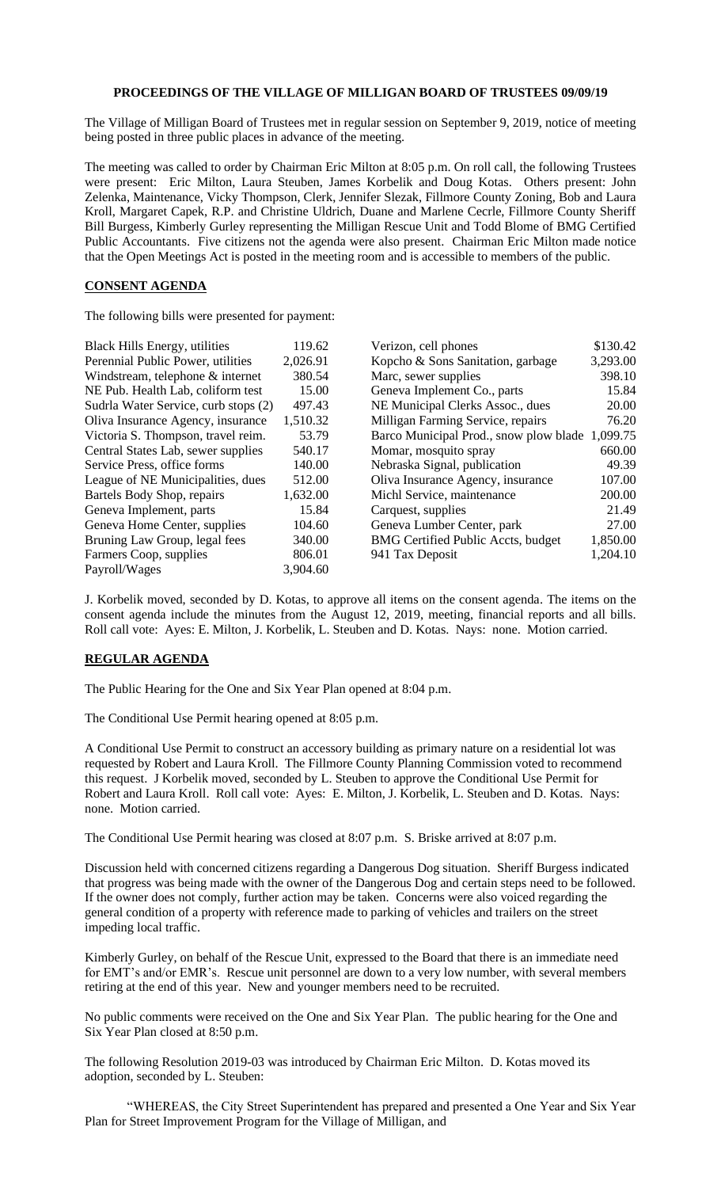# PROCEEDINGS OF THE VILLAGE OF MILLIGAN BOARD OF TRUSTEES 09/09/19

The Village of Milligan Board of Trustees met in regular session on September 9, 2019, notice of meeting being posted in three public places in advance of the meeting.

The meeting was called to order by Chairman Eric Milton at 8:05 p.m. On roll call, the following Trustees were present: Eric Milton, Laura Steuben, James Korbelik and Doug Kotas. Others present: John Zelenka, Maintenance, Vicky Thompson, Clerk, Jennifer Slezak, Fillmore County Zoning, Bob and Laura Kroll, Margaret Capek, R.P. and Christine Uldrich, Duane and Marlene Cecrle, Fillmore County Sheriff Bill Burgess, Kimberly Gurley representing the Milligan Rescue Unit and Todd Blome of BMG Certified Public Accountants. Five citizens not the agenda were also present. Chairman Eric Milton made notice that the Open Meetings Act is posted in the meeting room and is accessible to members of the public.

## CONSENT AGENDA

The following bills were presented for payment:

| | | | |
|---|---|---|---|
| Black Hills Energy, utilities | 119.62 | Verizon, cell phones | $130.42 |
| Perennial Public Power, utilities | 2,026.91 | Kopcho & Sons Sanitation, garbage | 3,293.00 |
| Windstream, telephone & internet | 380.54 | Marc, sewer supplies | 398.10 |
| NE Pub. Health Lab, coliform test | 15.00 | Geneva Implement Co., parts | 15.84 |
| Sudrla Water Service, curb stops (2) | 497.43 | NE Municipal Clerks Assoc., dues | 20.00 |
| Oliva Insurance Agency, insurance | 1,510.32 | Milligan Farming Service, repairs | 76.20 |
| Victoria S. Thompson, travel reim. | 53.79 | Barco Municipal Prod., snow plow blade | 1,099.75 |
| Central States Lab, sewer supplies | 540.17 | Momar, mosquito spray | 660.00 |
| Service Press, office forms | 140.00 | Nebraska Signal, publication | 49.39 |
| League of NE Municipalities, dues | 512.00 | Oliva Insurance Agency, insurance | 107.00 |
| Bartels Body Shop, repairs | 1,632.00 | Michl Service, maintenance | 200.00 |
| Geneva Implement, parts | 15.84 | Carquest, supplies | 21.49 |
| Geneva Home Center, supplies | 104.60 | Geneva Lumber Center, park | 27.00 |
| Bruning Law Group, legal fees | 340.00 | BMG Certified Public Accts, budget | 1,850.00 |
| Farmers Coop, supplies | 806.01 | 941 Tax Deposit | 1,204.10 |
| Payroll/Wages | 3,904.60 | | |

J. Korbelik moved, seconded by D. Kotas, to approve all items on the consent agenda. The items on the consent agenda include the minutes from the August 12, 2019, meeting, financial reports and all bills. Roll call vote: Ayes: E. Milton, J. Korbelik, L. Steuben and D. Kotas. Nays: none. Motion carried.

## REGULAR AGENDA

The Public Hearing for the One and Six Year Plan opened at 8:04 p.m.

The Conditional Use Permit hearing opened at 8:05 p.m.

A Conditional Use Permit to construct an accessory building as primary nature on a residential lot was requested by Robert and Laura Kroll. The Fillmore County Planning Commission voted to recommend this request. J Korbelik moved, seconded by L. Steuben to approve the Conditional Use Permit for Robert and Laura Kroll. Roll call vote: Ayes: E. Milton, J. Korbelik, L. Steuben and D. Kotas. Nays: none. Motion carried.

The Conditional Use Permit hearing was closed at 8:07 p.m. S. Briske arrived at 8:07 p.m.

Discussion held with concerned citizens regarding a Dangerous Dog situation. Sheriff Burgess indicated that progress was being made with the owner of the Dangerous Dog and certain steps need to be followed. If the owner does not comply, further action may be taken. Concerns were also voiced regarding the general condition of a property with reference made to parking of vehicles and trailers on the street impeding local traffic.

Kimberly Gurley, on behalf of the Rescue Unit, expressed to the Board that there is an immediate need for EMT's and/or EMR's. Rescue unit personnel are down to a very low number, with several members retiring at the end of this year. New and younger members need to be recruited.

No public comments were received on the One and Six Year Plan. The public hearing for the One and Six Year Plan closed at 8:50 p.m.

The following Resolution 2019-03 was introduced by Chairman Eric Milton. D. Kotas moved its adoption, seconded by L. Steuben:

"WHEREAS, the City Street Superintendent has prepared and presented a One Year and Six Year Plan for Street Improvement Program for the Village of Milligan, and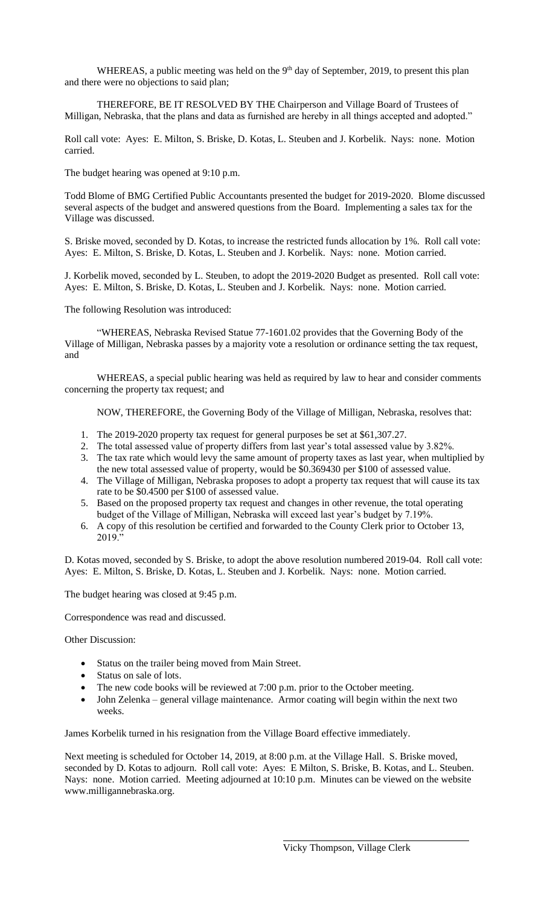WHEREAS, a public meeting was held on the 9th day of September, 2019, to present this plan and there were no objections to said plan;

THEREFORE, BE IT RESOLVED BY THE Chairperson and Village Board of Trustees of Milligan, Nebraska, that the plans and data as furnished are hereby in all things accepted and adopted."

Roll call vote: Ayes: E. Milton, S. Briske, D. Kotas, L. Steuben and J. Korbelik. Nays: none. Motion carried.

The budget hearing was opened at 9:10 p.m.

Todd Blome of BMG Certified Public Accountants presented the budget for 2019-2020. Blome discussed several aspects of the budget and answered questions from the Board. Implementing a sales tax for the Village was discussed.

S. Briske moved, seconded by D. Kotas, to increase the restricted funds allocation by 1%. Roll call vote: Ayes: E. Milton, S. Briske, D. Kotas, L. Steuben and J. Korbelik. Nays: none. Motion carried.

J. Korbelik moved, seconded by L. Steuben, to adopt the 2019-2020 Budget as presented. Roll call vote: Ayes: E. Milton, S. Briske, D. Kotas, L. Steuben and J. Korbelik. Nays: none. Motion carried.

The following Resolution was introduced:

"WHEREAS, Nebraska Revised Statue 77-1601.02 provides that the Governing Body of the Village of Milligan, Nebraska passes by a majority vote a resolution or ordinance setting the tax request, and

WHEREAS, a special public hearing was held as required by law to hear and consider comments concerning the property tax request; and

NOW, THEREFORE, the Governing Body of the Village of Milligan, Nebraska, resolves that:

1. The 2019-2020 property tax request for general purposes be set at $61,307.27.
2. The total assessed value of property differs from last year's total assessed value by 3.82%.
3. The tax rate which would levy the same amount of property taxes as last year, when multiplied by the new total assessed value of property, would be $0.369430 per $100 of assessed value.
4. The Village of Milligan, Nebraska proposes to adopt a property tax request that will cause its tax rate to be $0.4500 per $100 of assessed value.
5. Based on the proposed property tax request and changes in other revenue, the total operating budget of the Village of Milligan, Nebraska will exceed last year's budget by 7.19%.
6. A copy of this resolution be certified and forwarded to the County Clerk prior to October 13, 2019."

D. Kotas moved, seconded by S. Briske, to adopt the above resolution numbered 2019-04. Roll call vote: Ayes: E. Milton, S. Briske, D. Kotas, L. Steuben and J. Korbelik. Nays: none. Motion carried.

The budget hearing was closed at 9:45 p.m.

Correspondence was read and discussed.

Other Discussion:

- Status on the trailer being moved from Main Street.
- Status on sale of lots.
- The new code books will be reviewed at 7:00 p.m. prior to the October meeting.
- John Zelenka – general village maintenance. Armor coating will begin within the next two weeks.

James Korbelik turned in his resignation from the Village Board effective immediately.

Next meeting is scheduled for October 14, 2019, at 8:00 p.m. at the Village Hall. S. Briske moved, seconded by D. Kotas to adjourn. Roll call vote: Ayes: E Milton, S. Briske, B. Kotas, and L. Steuben. Nays: none. Motion carried. Meeting adjourned at 10:10 p.m. Minutes can be viewed on the website www.millignannebraska.org.

Vicky Thompson, Village Clerk